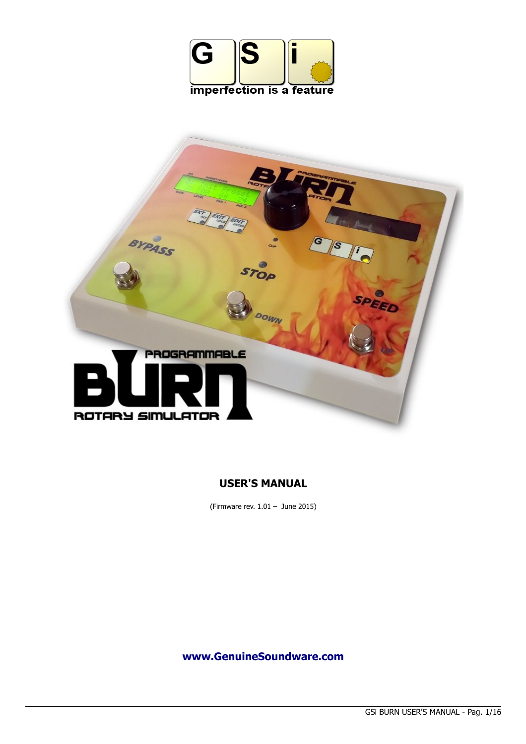GSi

imperfection is a feature

PROGRAMMABLE

BURN

ROTARY SIMULATOR

## USER'S MANUAL

(Firmware rev. 1.01 – June 2015)

**www.GenuineSoundware.com**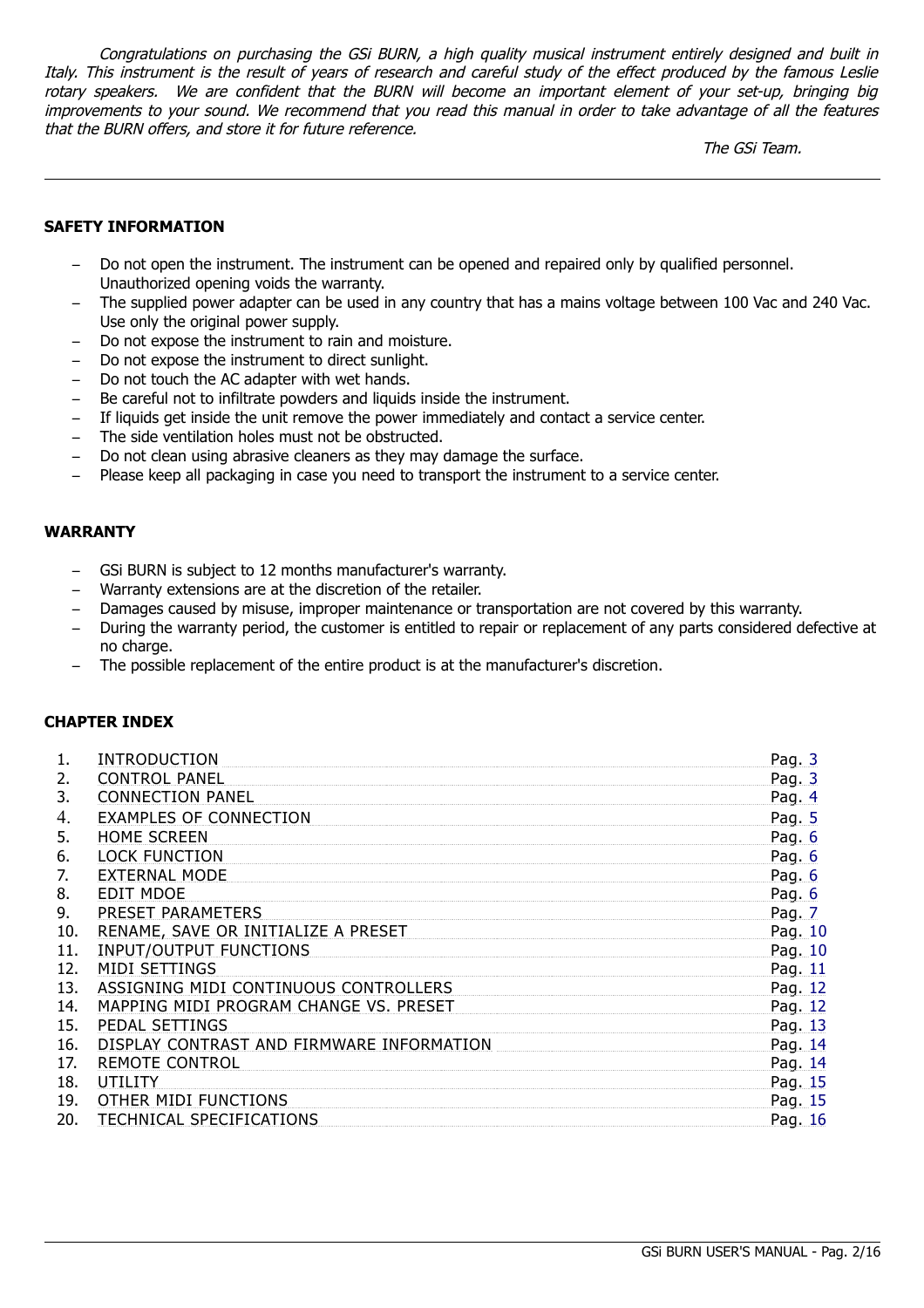*Congratulations on purchasing the GSi BURN, a high quality musical instrument entirely designed and built in Italy. This instrument is the result of years of research and careful study of the effect produced by the famous Leslie rotary speakers. We are confident that the BURN will become an important element of your set-up, bringing big improvements to your sound. We recommend that you read this manual in order to take advantage of all the features that the BURN offers, and store it for future reference.*

*The GSi Team.*

---

**SAFETY INFORMATION**

- Do not open the instrument. The instrument can be opened and repaired only by qualified personnel. Unauthorized opening voids the warranty.
- The supplied power adapter can be used in any country that has a mains voltage between 100 Vac and 240 Vac. Use only the original power supply.
- Do not expose the instrument to rain and moisture.
- Do not expose the instrument to direct sunlight.
- Do not touch the AC adapter with wet hands.
- Be careful not to infiltrate powders and liquids inside the instrument.
- If liquids get inside the unit remove the power immediately and contact a service center.
- The side ventilation holes must not be obstructed.
- Do not clean using abrasive cleaners as they may damage the surface.
- Please keep all packaging in case you need to transport the instrument to a service center.

**WARRANTY**

- GSi BURN is subject to 12 months manufacturer's warranty.
- Warranty extensions are at the discretion of the retailer.
- Damages caused by misuse, improper maintenance or transportation are not covered by this warranty.
- During the warranty period, the customer is entitled to repair or replacement of any parts considered defective at no charge.
- The possible replacement of the entire product is at the manufacturer's discretion.

**CHAPTER INDEX**

| | | |
|---|---|---|
| 1. | INTRODUCTION | Pag. 3 |
| 2. | CONTROL PANEL | Pag. 3 |
| 3. | CONNECTION PANEL | Pag. 4 |
| 4. | EXAMPLES OF CONNECTION | Pag. 5 |
| 5. | HOME SCREEN | Pag. 6 |
| 6. | LOCK FUNCTION | Pag. 6 |
| 7. | EXTERNAL MODE | Pag. 6 |
| 8. | EDIT MDOE | Pag. 6 |
| 9. | PRESET PARAMETERS | Pag. 7 |
| 10. | RENAME, SAVE OR INITIALIZE A PRESET | Pag. 10 |
| 11. | INPUT/OUTPUT FUNCTIONS | Pag. 10 |
| 12. | MIDI SETTINGS | Pag. 11 |
| 13. | ASSIGNING MIDI CONTINUOUS CONTROLLERS | Pag. 12 |
| 14. | MAPPING MIDI PROGRAM CHANGE VS. PRESET | Pag. 12 |
| 15. | PEDAL SETTINGS | Pag. 13 |
| 16. | DISPLAY CONTRAST AND FIRMWARE INFORMATION | Pag. 14 |
| 17. | REMOTE CONTROL | Pag. 14 |
| 18. | UTILITY | Pag. 15 |
| 19. | OTHER MIDI FUNCTIONS | Pag. 15 |
| 20. | TECHNICAL SPECIFICATIONS | Pag. 16 |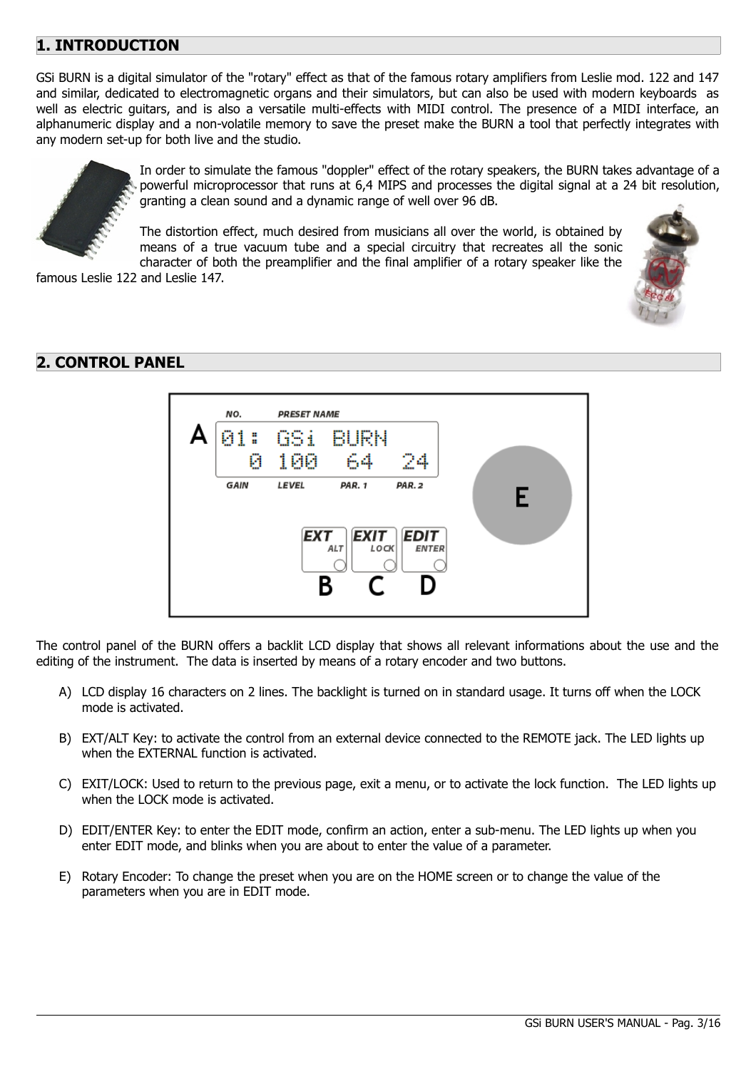## 1. INTRODUCTION

GSi BURN is a digital simulator of the "rotary" effect as that of the famous rotary amplifiers from Leslie mod. 122 and 147 and similar, dedicated to electromagnetic organs and their simulators, but can also be used with modern keyboards as well as electric guitars, and is also a versatile multi-effects with MIDI control. The presence of a MIDI interface, an alphanumeric display and a non-volatile memory to save the preset make the BURN a tool that perfectly integrates with any modern set-up for both live and the studio.

In order to simulate the famous "doppler" effect of the rotary speakers, the BURN takes advantage of a powerful microprocessor that runs at 6,4 MIPS and processes the digital signal at a 24 bit resolution, granting a clean sound and a dynamic range of well over 96 dB.

The distortion effect, much desired from musicians all over the world, is obtained by means of a true vacuum tube and a special circuitry that recreates all the sonic character of both the preamplifier and the final amplifier of a rotary speaker like the famous Leslie 122 and Leslie 147.

## 2. CONTROL PANEL

The control panel of the BURN offers a backlit LCD display that shows all relevant informations about the use and the editing of the instrument. The data is inserted by means of a rotary encoder and two buttons.

A) LCD display 16 characters on 2 lines. The backlight is turned on in standard usage. It turns off when the LOCK mode is activated.

B) EXT/ALT Key: to activate the control from an external device connected to the REMOTE jack. The LED lights up when the EXTERNAL function is activated.

C) EXIT/LOCK: Used to return to the previous page, exit a menu, or to activate the lock function. The LED lights up when the LOCK mode is activated.

D) EDIT/ENTER Key: to enter the EDIT mode, confirm an action, enter a sub-menu. The LED lights up when you enter EDIT mode, and blinks when you are about to enter the value of a parameter.

E) Rotary Encoder: To change the preset when you are on the HOME screen or to change the value of the parameters when you are in EDIT mode.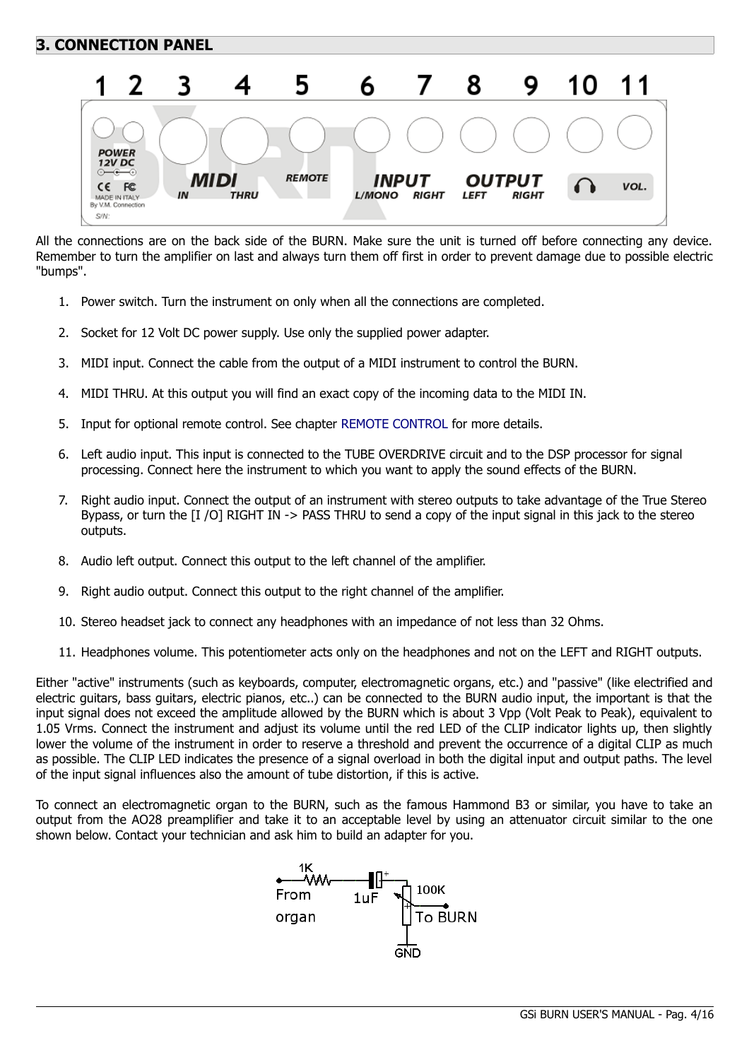## 3. CONNECTION PANEL

All the connections are on the back side of the BURN. Make sure the unit is turned off before connecting any device. Remember to turn the amplifier on last and always turn them off first in order to prevent damage due to possible electric "bumps".

1. Power switch. Turn the instrument on only when all the connections are completed.
2. Socket for 12 Volt DC power supply. Use only the supplied power adapter.
3. MIDI input. Connect the cable from the output of a MIDI instrument to control the BURN.
4. MIDI THRU. At this output you will find an exact copy of the incoming data to the MIDI IN.
5. Input for optional remote control. See chapter REMOTE CONTROL for more details.
6. Left audio input. This input is connected to the TUBE OVERDRIVE circuit and to the DSP processor for signal processing. Connect here the instrument to which you want to apply the sound effects of the BURN.
7. Right audio input. Connect the output of an instrument with stereo outputs to take advantage of the True Stereo Bypass, or turn the [I /O] RIGHT IN -> PASS THRU to send a copy of the input signal in this jack to the stereo outputs.
8. Audio left output. Connect this output to the left channel of the amplifier.
9. Right audio output. Connect this output to the right channel of the amplifier.
10. Stereo headset jack to connect any headphones with an impedance of not less than 32 Ohms.
11. Headphones volume. This potentiometer acts only on the headphones and not on the LEFT and RIGHT outputs.

Either "active" instruments (such as keyboards, computer, electromagnetic organs, etc.) and "passive" (like electrified and electric guitars, bass guitars, electric pianos, etc..) can be connected to the BURN audio input, the important is that the input signal does not exceed the amplitude allowed by the BURN which is about 3 Vpp (Volt Peak to Peak), equivalent to 1.05 Vrms. Connect the instrument and adjust its volume until the red LED of the CLIP indicator lights up, then slightly lower the volume of the instrument in order to reserve a threshold and prevent the occurrence of a digital CLIP as much as possible. The CLIP LED indicates the presence of a signal overload in both the digital input and output paths. The level of the input signal influences also the amount of tube distortion, if this is active.

To connect an electromagnetic organ to the BURN, such as the famous Hammond B3 or similar, you have to take an output from the AO28 preamplifier and take it to an acceptable level by using an attenuator circuit similar to the one shown below. Contact your technician and ask him to build an adapter for you.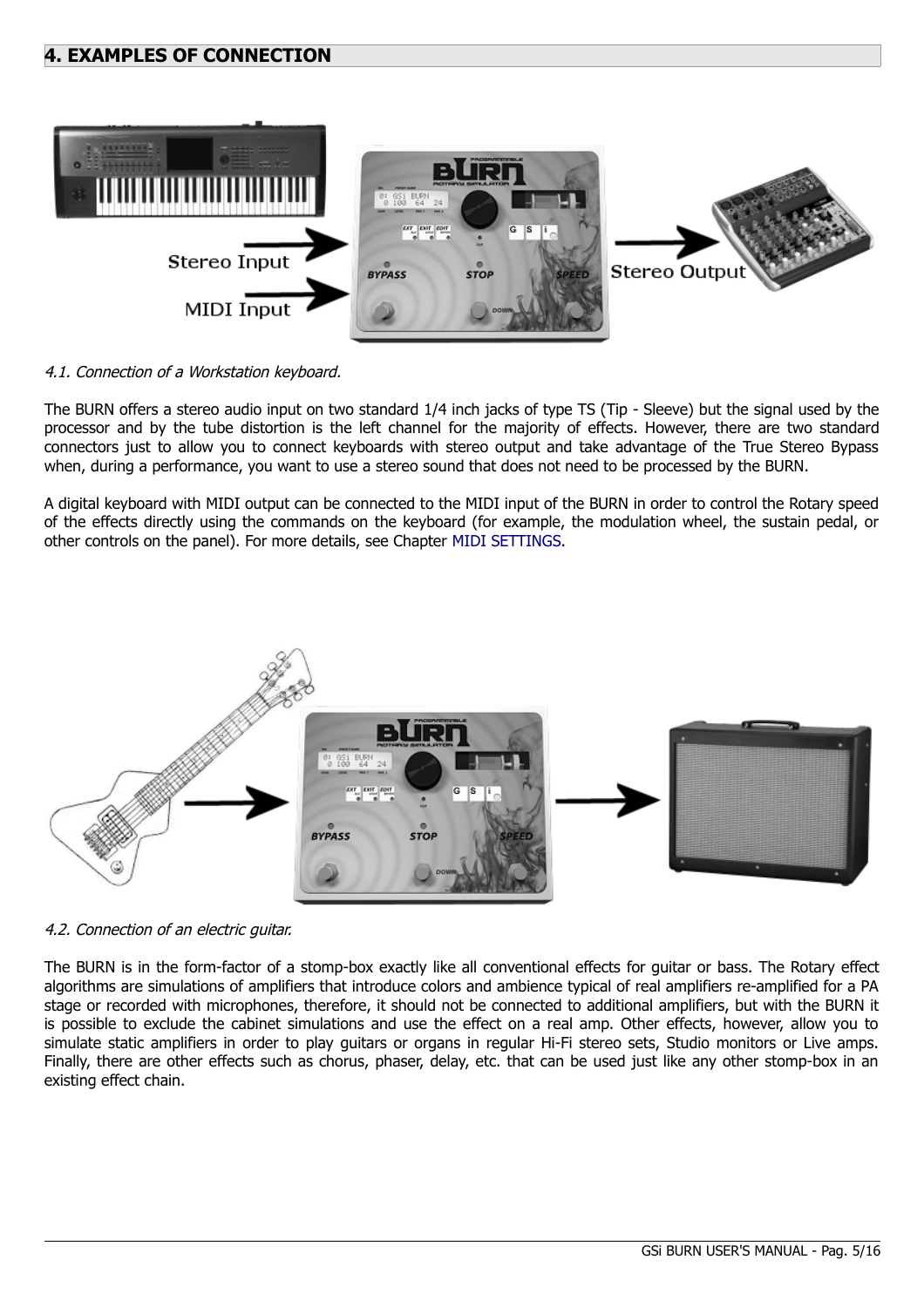# 4. EXAMPLES OF CONNECTION

*4.1. Connection of a Workstation keyboard.*

The BURN offers a stereo audio input on two standard 1/4 inch jacks of type TS (Tip - Sleeve) but the signal used by the processor and by the tube distortion is the left channel for the majority of effects. However, there are two standard connectors just to allow you to connect keyboards with stereo output and take advantage of the True Stereo Bypass when, during a performance, you want to use a stereo sound that does not need to be processed by the BURN.

A digital keyboard with MIDI output can be connected to the MIDI input of the BURN in order to control the Rotary speed of the effects directly using the commands on the keyboard (for example, the modulation wheel, the sustain pedal, or other controls on the panel). For more details, see Chapter MIDI SETTINGS.

*4.2. Connection of an electric guitar.*

The BURN is in the form-factor of a stomp-box exactly like all conventional effects for guitar or bass. The Rotary effect algorithms are simulations of amplifiers that introduce colors and ambience typical of real amplifiers re-amplified for a PA stage or recorded with microphones, therefore, it should not be connected to additional amplifiers, but with the BURN it is possible to exclude the cabinet simulations and use the effect on a real amp. Other effects, however, allow you to simulate static amplifiers in order to play guitars or organs in regular Hi-Fi stereo sets, Studio monitors or Live amps. Finally, there are other effects such as chorus, phaser, delay, etc. that can be used just like any other stomp-box in an existing effect chain.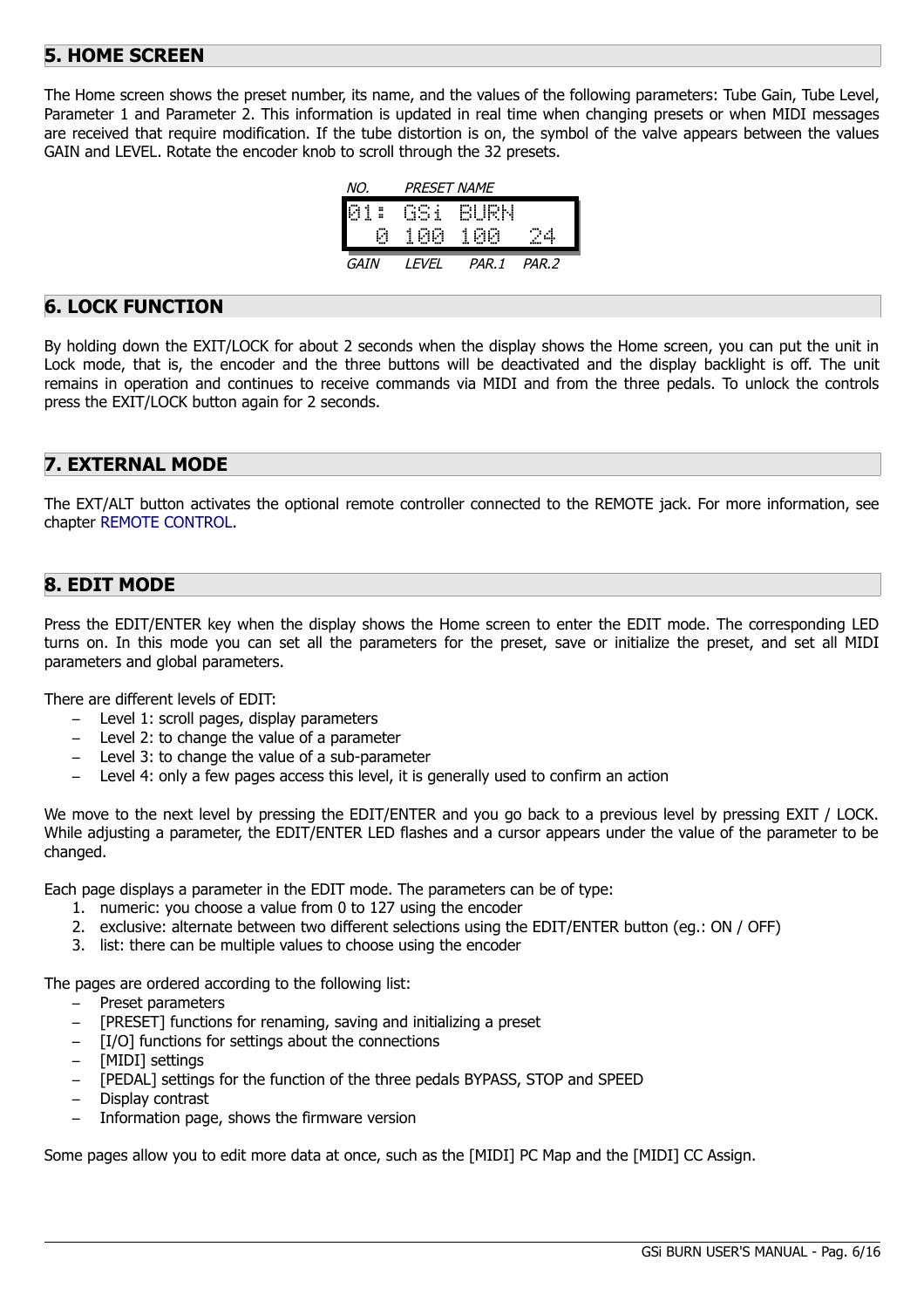## 5. HOME SCREEN

The Home screen shows the preset number, its name, and the values of the following parameters: Tube Gain, Tube Level, Parameter 1 and Parameter 2. This information is updated in real time when changing presets or when MIDI messages are received that require modification. If the tube distortion is on, the symbol of the valve appears between the values GAIN and LEVEL. Rotate the encoder knob to scroll through the 32 presets.

```
NO.   PRESET NAME
01: GSi BURN
  0 100 100  24
GAIN LEVEL PAR.1 PAR.2
```

## 6. LOCK FUNCTION

By holding down the EXIT/LOCK for about 2 seconds when the display shows the Home screen, you can put the unit in Lock mode, that is, the encoder and the three buttons will be deactivated and the display backlight is off. The unit remains in operation and continues to receive commands via MIDI and from the three pedals. To unlock the controls press the EXIT/LOCK button again for 2 seconds.

## 7. EXTERNAL MODE

The EXT/ALT button activates the optional remote controller connected to the REMOTE jack. For more information, see chapter REMOTE CONTROL.

## 8. EDIT MODE

Press the EDIT/ENTER key when the display shows the Home screen to enter the EDIT mode. The corresponding LED turns on. In this mode you can set all the parameters for the preset, save or initialize the preset, and set all MIDI parameters and global parameters.

There are different levels of EDIT:

- Level 1: scroll pages, display parameters
- Level 2: to change the value of a parameter
- Level 3: to change the value of a sub-parameter
- Level 4: only a few pages access this level, it is generally used to confirm an action

We move to the next level by pressing the EDIT/ENTER and you go back to a previous level by pressing EXIT / LOCK. While adjusting a parameter, the EDIT/ENTER LED flashes and a cursor appears under the value of the parameter to be changed.

Each page displays a parameter in the EDIT mode. The parameters can be of type:

1. numeric: you choose a value from 0 to 127 using the encoder
2. exclusive: alternate between two different selections using the EDIT/ENTER button (eg.: ON / OFF)
3. list: there can be multiple values to choose using the encoder

The pages are ordered according to the following list:

- Preset parameters
- [PRESET] functions for renaming, saving and initializing a preset
- [I/O] functions for settings about the connections
- [MIDI] settings
- [PEDAL] settings for the function of the three pedals BYPASS, STOP and SPEED
- Display contrast
- Information page, shows the firmware version

Some pages allow you to edit more data at once, such as the [MIDI] PC Map and the [MIDI] CC Assign.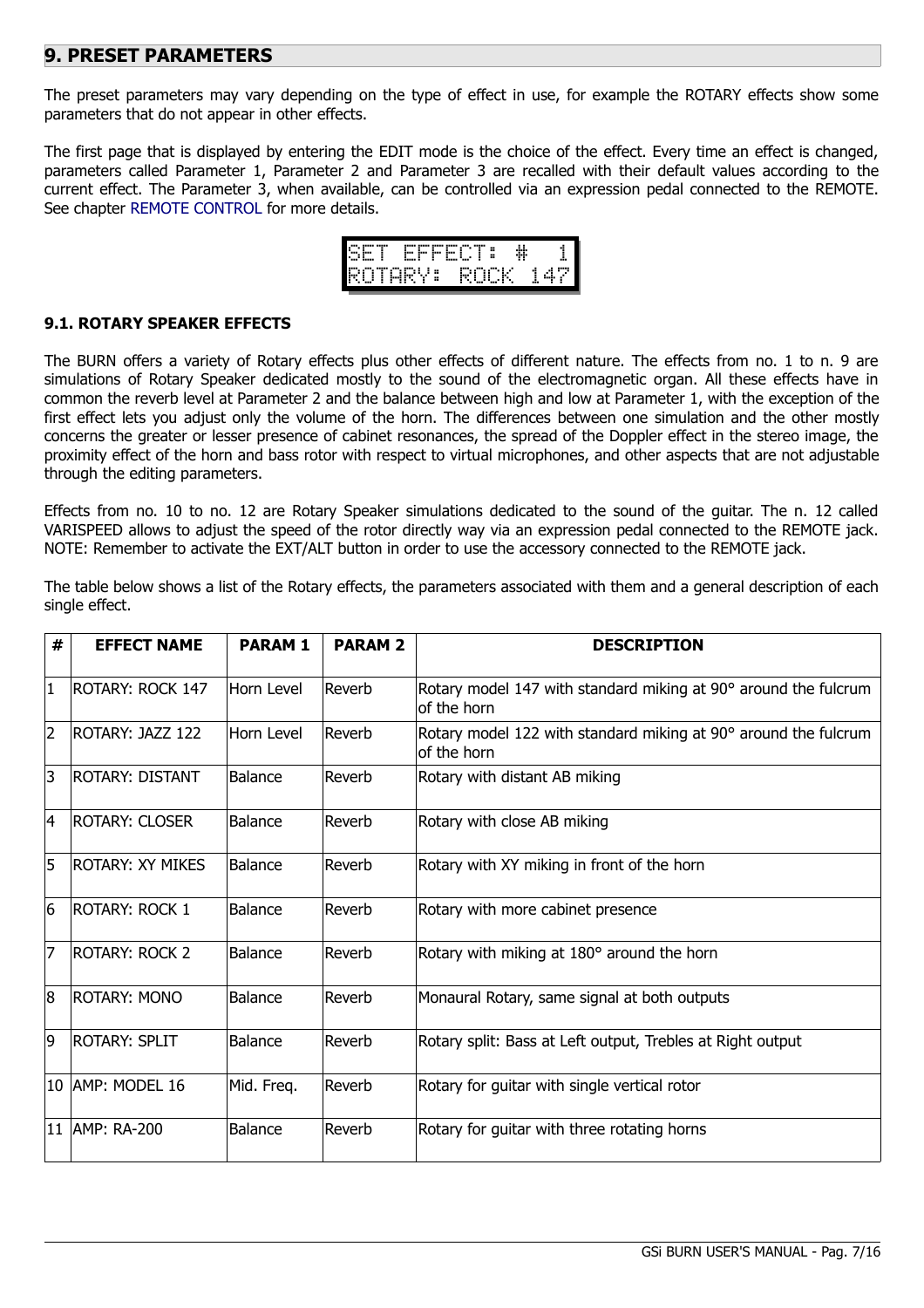## 9. PRESET PARAMETERS

The preset parameters may vary depending on the type of effect in use, for example the ROTARY effects show some parameters that do not appear in other effects.

The first page that is displayed by entering the EDIT mode is the choice of the effect. Every time an effect is changed, parameters called Parameter 1, Parameter 2 and Parameter 3 are recalled with their default values according to the current effect. The Parameter 3, when available, can be controlled via an expression pedal connected to the REMOTE. See chapter REMOTE CONTROL for more details.

```
SET EFFECT: #   1
ROTARY: ROCK 147
```

### 9.1. ROTARY SPEAKER EFFECTS

The BURN offers a variety of Rotary effects plus other effects of different nature. The effects from no. 1 to n. 9 are simulations of Rotary Speaker dedicated mostly to the sound of the electromagnetic organ. All these effects have in common the reverb level at Parameter 2 and the balance between high and low at Parameter 1, with the exception of the first effect lets you adjust only the volume of the horn. The differences between one simulation and the other mostly concerns the greater or lesser presence of cabinet resonances, the spread of the Doppler effect in the stereo image, the proximity effect of the horn and bass rotor with respect to virtual microphones, and other aspects that are not adjustable through the editing parameters.

Effects from no. 10 to no. 12 are Rotary Speaker simulations dedicated to the sound of the guitar. The n. 12 called VARISPEED allows to adjust the speed of the rotor directly way via an expression pedal connected to the REMOTE jack. NOTE: Remember to activate the EXT/ALT button in order to use the accessory connected to the REMOTE jack.

The table below shows a list of the Rotary effects, the parameters associated with them and a general description of each single effect.

| # | EFFECT NAME | PARAM 1 | PARAM 2 | DESCRIPTION |
|---|---|---|---|---|
| 1 | ROTARY: ROCK 147 | Horn Level | Reverb | Rotary model 147 with standard miking at 90° around the fulcrum of the horn |
| 2 | ROTARY: JAZZ 122 | Horn Level | Reverb | Rotary model 122 with standard miking at 90° around the fulcrum of the horn |
| 3 | ROTARY: DISTANT | Balance | Reverb | Rotary with distant AB miking |
| 4 | ROTARY: CLOSER | Balance | Reverb | Rotary with close AB miking |
| 5 | ROTARY: XY MIKES | Balance | Reverb | Rotary with XY miking in front of the horn |
| 6 | ROTARY: ROCK 1 | Balance | Reverb | Rotary with more cabinet presence |
| 7 | ROTARY: ROCK 2 | Balance | Reverb | Rotary with miking at 180° around the horn |
| 8 | ROTARY: MONO | Balance | Reverb | Monaural Rotary, same signal at both outputs |
| 9 | ROTARY: SPLIT | Balance | Reverb | Rotary split: Bass at Left output, Trebles at Right output |
| 10 | AMP: MODEL 16 | Mid. Freq. | Reverb | Rotary for guitar with single vertical rotor |
| 11 | AMP: RA-200 | Balance | Reverb | Rotary for guitar with three rotating horns |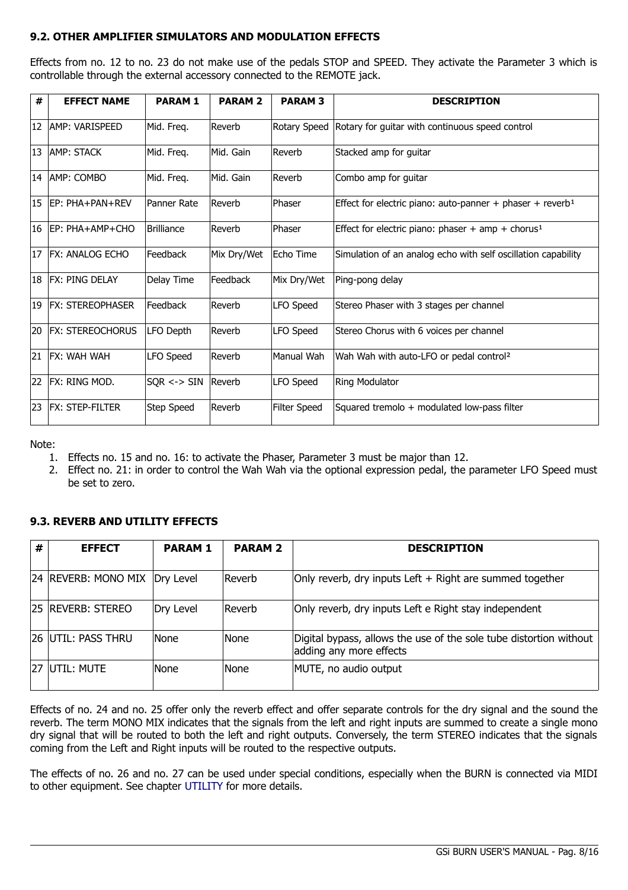### 9.2. OTHER AMPLIFIER SIMULATORS AND MODULATION EFFECTS

Effects from no. 12 to no. 23 do not make use of the pedals STOP and SPEED. They activate the Parameter 3 which is controllable through the external accessory connected to the REMOTE jack.

| # | EFFECT NAME | PARAM 1 | PARAM 2 | PARAM 3 | DESCRIPTION |
|---|---|---|---|---|---|
| 12 | AMP: VARISPEED | Mid. Freq. | Reverb | Rotary Speed | Rotary for guitar with continuous speed control |
| 13 | AMP: STACK | Mid. Freq. | Mid. Gain | Reverb | Stacked amp for guitar |
| 14 | AMP: COMBO | Mid. Freq. | Mid. Gain | Reverb | Combo amp for guitar |
| 15 | EP: PHA+PAN+REV | Panner Rate | Reverb | Phaser | Effect for electric piano: auto-panner + phaser + reverb[1] |
| 16 | EP: PHA+AMP+CHO | Brilliance | Reverb | Phaser | Effect for electric piano: phaser + amp + chorus[1] |
| 17 | FX: ANALOG ECHO | Feedback | Mix Dry/Wet | Echo Time | Simulation of an analog echo with self oscillation capability |
| 18 | FX: PING DELAY | Delay Time | Feedback | Mix Dry/Wet | Ping-pong delay |
| 19 | FX: STEREOPHASER | Feedback | Reverb | LFO Speed | Stereo Phaser with 3 stages per channel |
| 20 | FX: STEREOCHORUS | LFO Depth | Reverb | LFO Speed | Stereo Chorus with 6 voices per channel |
| 21 | FX: WAH WAH | LFO Speed | Reverb | Manual Wah | Wah Wah with auto-LFO or pedal control[2] |
| 22 | FX: RING MOD. | SQR <-> SIN | Reverb | LFO Speed | Ring Modulator |
| 23 | FX: STEP-FILTER | Step Speed | Reverb | Filter Speed | Squared tremolo + modulated low-pass filter |

Note:

1. Effects no. 15 and no. 16: to activate the Phaser, Parameter 3 must be major than 12.
2. Effect no. 21: in order to control the Wah Wah via the optional expression pedal, the parameter LFO Speed must be set to zero.

### 9.3. REVERB AND UTILITY EFFECTS

| # | EFFECT | PARAM 1 | PARAM 2 | DESCRIPTION |
|---|---|---|---|---|
| 24 | REVERB: MONO MIX | Dry Level | Reverb | Only reverb, dry inputs Left + Right are summed together |
| 25 | REVERB: STEREO | Dry Level | Reverb | Only reverb, dry inputs Left e Right stay independent |
| 26 | UTIL: PASS THRU | None | None | Digital bypass, allows the use of the sole tube distortion without adding any more effects |
| 27 | UTIL: MUTE | None | None | MUTE, no audio output |

Effects of no. 24 and no. 25 offer only the reverb effect and offer separate controls for the dry signal and the sound the reverb. The term MONO MIX indicates that the signals from the left and right inputs are summed to create a single mono dry signal that will be routed to both the left and right outputs. Conversely, the term STEREO indicates that the signals coming from the Left and Right inputs will be routed to the respective outputs.

The effects of no. 26 and no. 27 can be used under special conditions, especially when the BURN is connected via MIDI to other equipment. See chapter UTILITY for more details.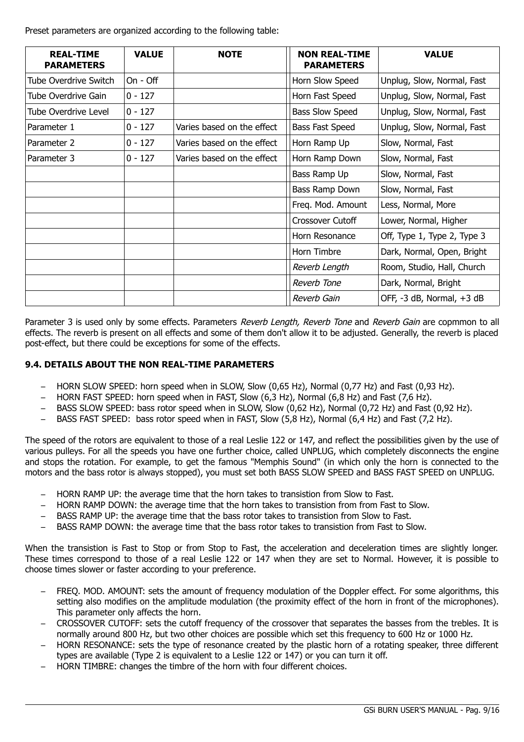Preset parameters are organized according to the following table:

| REAL-TIME PARAMETERS | VALUE | NOTE | NON REAL-TIME PARAMETERS | VALUE |
|---|---|---|---|---|
| Tube Overdrive Switch | On - Off | | Horn Slow Speed | Unplug, Slow, Normal, Fast |
| Tube Overdrive Gain | 0 - 127 | | Horn Fast Speed | Unplug, Slow, Normal, Fast |
| Tube Overdrive Level | 0 - 127 | | Bass Slow Speed | Unplug, Slow, Normal, Fast |
| Parameter 1 | 0 - 127 | Varies based on the effect | Bass Fast Speed | Unplug, Slow, Normal, Fast |
| Parameter 2 | 0 - 127 | Varies based on the effect | Horn Ramp Up | Slow, Normal, Fast |
| Parameter 3 | 0 - 127 | Varies based on the effect | Horn Ramp Down | Slow, Normal, Fast |
| | | | Bass Ramp Up | Slow, Normal, Fast |
| | | | Bass Ramp Down | Slow, Normal, Fast |
| | | | Freq. Mod. Amount | Less, Normal, More |
| | | | Crossover Cutoff | Lower, Normal, Higher |
| | | | Horn Resonance | Off, Type 1, Type 2, Type 3 |
| | | | Horn Timbre | Dark, Normal, Open, Bright |
| | | | *Reverb Length* | Room, Studio, Hall, Church |
| | | | *Reverb Tone* | Dark, Normal, Bright |
| | | | *Reverb Gain* | OFF, -3 dB, Normal, +3 dB |

Parameter 3 is used only by some effects. Parameters *Reverb Length, Reverb Tone* and *Reverb Gain* are copmmon to all effects. The reverb is present on all effects and some of them don't allow it to be adjusted. Generally, the reverb is placed post-effect, but there could be exceptions for some of the effects.

### 9.4. DETAILS ABOUT THE NON REAL-TIME PARAMETERS

- HORN SLOW SPEED: horn speed when in SLOW, Slow (0,65 Hz), Normal (0,77 Hz) and Fast (0,93 Hz).
- HORN FAST SPEED: horn speed when in FAST, Slow (6,3 Hz), Normal (6,8 Hz) and Fast (7,6 Hz).
- BASS SLOW SPEED: bass rotor speed when in SLOW, Slow (0,62 Hz), Normal (0,72 Hz) and Fast (0,92 Hz).
- BASS FAST SPEED: bass rotor speed when in FAST, Slow (5,8 Hz), Normal (6,4 Hz) and Fast (7,2 Hz).

The speed of the rotors are equivalent to those of a real Leslie 122 or 147, and reflect the possibilities given by the use of various pulleys. For all the speeds you have one further choice, called UNPLUG, which completely disconnects the engine and stops the rotation. For example, to get the famous "Memphis Sound" (in which only the horn is connected to the motors and the bass rotor is always stopped), you must set both BASS SLOW SPEED and BASS FAST SPEED on UNPLUG.

- HORN RAMP UP: the average time that the horn takes to transistion from Slow to Fast.
- HORN RAMP DOWN: the average time that the horn takes to transistion from from Fast to Slow.
- BASS RAMP UP: the average time that the bass rotor takes to transistion from Slow to Fast.
- BASS RAMP DOWN: the average time that the bass rotor takes to transistion from Fast to Slow.

When the transistion is Fast to Stop or from Stop to Fast, the acceleration and deceleration times are slightly longer. These times correspond to those of a real Leslie 122 or 147 when they are set to Normal. However, it is possible to choose times slower or faster according to your preference.

- FREQ. MOD. AMOUNT: sets the amount of frequency modulation of the Doppler effect. For some algorithms, this setting also modifies on the amplitude modulation (the proximity effect of the horn in front of the microphones). This parameter only affects the horn.
- CROSSOVER CUTOFF: sets the cutoff frequency of the crossover that separates the basses from the trebles. It is normally around 800 Hz, but two other choices are possible which set this frequency to 600 Hz or 1000 Hz.
- HORN RESONANCE: sets the type of resonance created by the plastic horn of a rotating speaker, three different types are available (Type 2 is equivalent to a Leslie 122 or 147) or you can turn it off.
- HORN TIMBRE: changes the timbre of the horn with four different choices.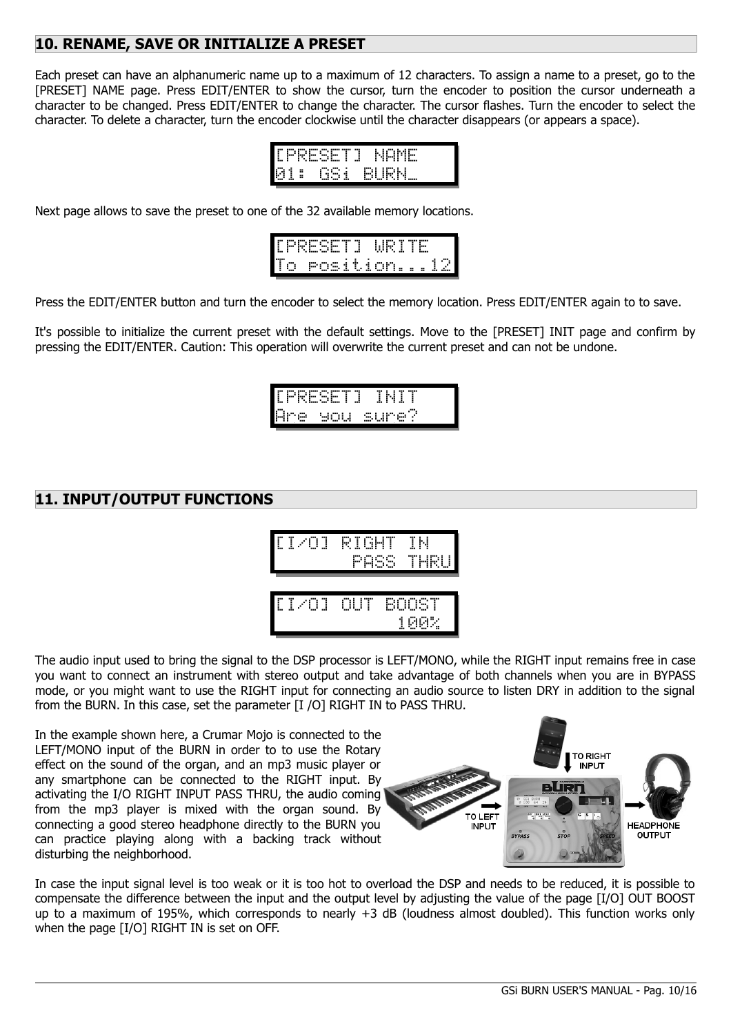## 10. RENAME, SAVE OR INITIALIZE A PRESET

Each preset can have an alphanumeric name up to a maximum of 12 characters. To assign a name to a preset, go to the [PRESET] NAME page. Press EDIT/ENTER to show the cursor, turn the encoder to position the cursor underneath a character to be changed. Press EDIT/ENTER to change the character. The cursor flashes. Turn the encoder to select the character. To delete a character, turn the encoder clockwise until the character disappears (or appears a space).

```
[PRESET] NAME
01: GSi BURN_
```

Next page allows to save the preset to one of the 32 available memory locations.

```
[PRESET] WRITE
To position...12
```

Press the EDIT/ENTER button and turn the encoder to select the memory location. Press EDIT/ENTER again to to save.

It's possible to initialize the current preset with the default settings. Move to the [PRESET] INIT page and confirm by pressing the EDIT/ENTER. Caution: This operation will overwrite the current preset and can not be undone.

```
[PRESET] INIT
Are you sure?
```

## 11. INPUT/OUTPUT FUNCTIONS

```
[I/O] RIGHT IN
       PASS THRU
```

```
[I/O] OUT BOOST
            100%
```

The audio input used to bring the signal to the DSP processor is LEFT/MONO, while the RIGHT input remains free in case you want to connect an instrument with stereo output and take advantage of both channels when you are in BYPASS mode, or you might want to use the RIGHT input for connecting an audio source to listen DRY in addition to the signal from the BURN. In this case, set the parameter [I /O] RIGHT IN to PASS THRU.

In the example shown here, a Crumar Mojo is connected to the LEFT/MONO input of the BURN in order to to use the Rotary effect on the sound of the organ, and an mp3 music player or any smartphone can be connected to the RIGHT input. By activating the I/O RIGHT INPUT PASS THRU, the audio coming from the mp3 player is mixed with the organ sound. By connecting a good stereo headphone directly to the BURN you can practice playing along with a backing track without disturbing the neighborhood.

TO RIGHT INPUT

TO LEFT INPUT

HEADPHONE OUTPUT

In case the input signal level is too weak or it is too hot to overload the DSP and needs to be reduced, it is possible to compensate the difference between the input and the output level by adjusting the value of the page [I/O] OUT BOOST up to a maximum of 195%, which corresponds to nearly +3 dB (loudness almost doubled). This function works only when the page [I/O] RIGHT IN is set on OFF.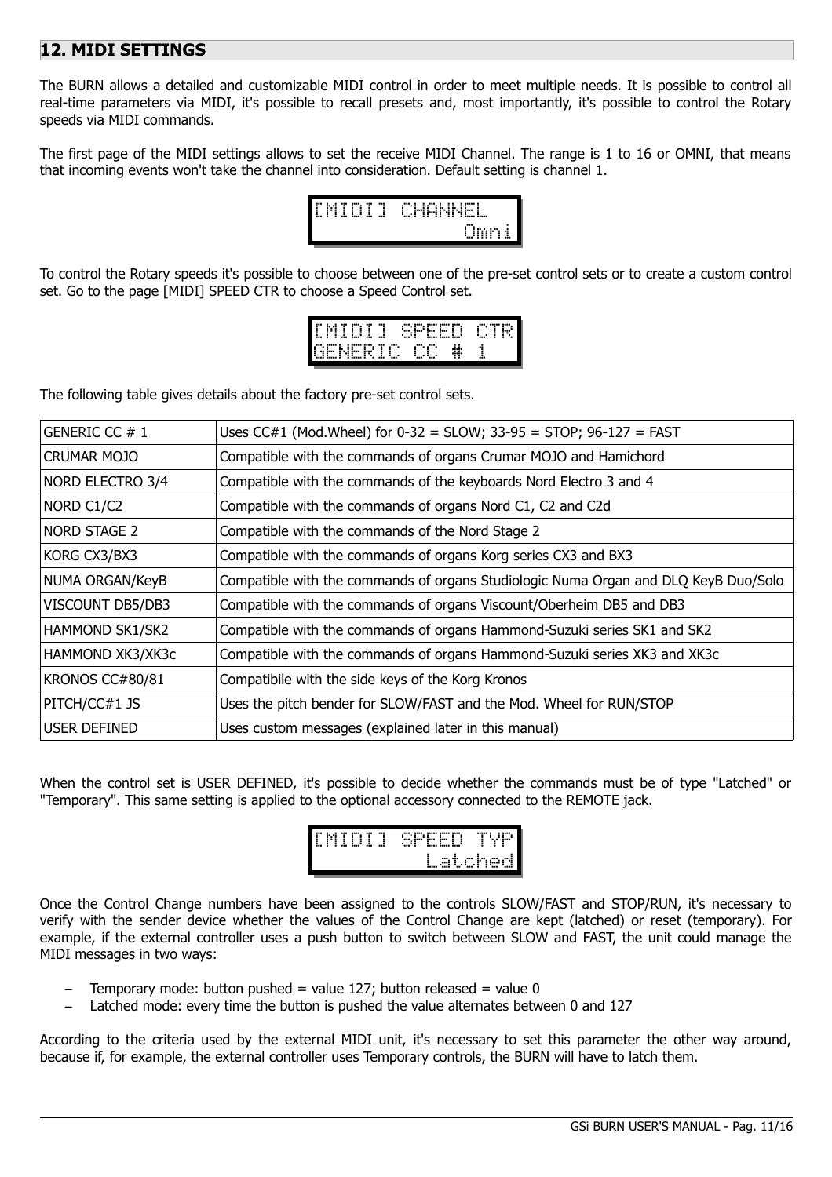## 12. MIDI SETTINGS

The BURN allows a detailed and customizable MIDI control in order to meet multiple needs. It is possible to control all real-time parameters via MIDI, it's possible to recall presets and, most importantly, it's possible to control the Rotary speeds via MIDI commands.

The first page of the MIDI settings allows to set the receive MIDI Channel. The range is 1 to 16 or OMNI, that means that incoming events won't take the channel into consideration. Default setting is channel 1.

```
[MIDI] CHANNEL
            Omni
```

To control the Rotary speeds it's possible to choose between one of the pre-set control sets or to create a custom control set. Go to the page [MIDI] SPEED CTR to choose a Speed Control set.

```
[MIDI] SPEED CTR
GENERIC CC # 1
```

The following table gives details about the factory pre-set control sets.

| | |
|---|---|
| GENERIC CC # 1 | Uses CC#1 (Mod.Wheel) for 0-32 = SLOW; 33-95 = STOP; 96-127 = FAST |
| CRUMAR MOJO | Compatible with the commands of organs Crumar MOJO and Hamichord |
| NORD ELECTRO 3/4 | Compatible with the commands of the keyboards Nord Electro 3 and 4 |
| NORD C1/C2 | Compatible with the commands of organs Nord C1, C2 and C2d |
| NORD STAGE 2 | Compatible with the commands of the Nord Stage 2 |
| KORG CX3/BX3 | Compatible with the commands of organs Korg series CX3 and BX3 |
| NUMA ORGAN/KeyB | Compatible with the commands of organs Studiologic Numa Organ and DLQ KeyB Duo/Solo |
| VISCOUNT DB5/DB3 | Compatible with the commands of organs Viscount/Oberheim DB5 and DB3 |
| HAMMOND SK1/SK2 | Compatible with the commands of organs Hammond-Suzuki series SK1 and SK2 |
| HAMMOND XK3/XK3c | Compatible with the commands of organs Hammond-Suzuki series XK3 and XK3c |
| KRONOS CC#80/81 | Compatibile with the side keys of the Korg Kronos |
| PITCH/CC#1 JS | Uses the pitch bender for SLOW/FAST and the Mod. Wheel for RUN/STOP |
| USER DEFINED | Uses custom messages (explained later in this manual) |

When the control set is USER DEFINED, it's possible to decide whether the commands must be of type "Latched" or "Temporary". This same setting is applied to the optional accessory connected to the REMOTE jack.

```
[MIDI] SPEED TYP
         Latched
```

Once the Control Change numbers have been assigned to the controls SLOW/FAST and STOP/RUN, it's necessary to verify with the sender device whether the values of the Control Change are kept (latched) or reset (temporary). For example, if the external controller uses a push button to switch between SLOW and FAST, the unit could manage the MIDI messages in two ways:

- Temporary mode: button pushed = value 127; button released = value 0
- Latched mode: every time the button is pushed the value alternates between 0 and 127

According to the criteria used by the external MIDI unit, it's necessary to set this parameter the other way around, because if, for example, the external controller uses Temporary controls, the BURN will have to latch them.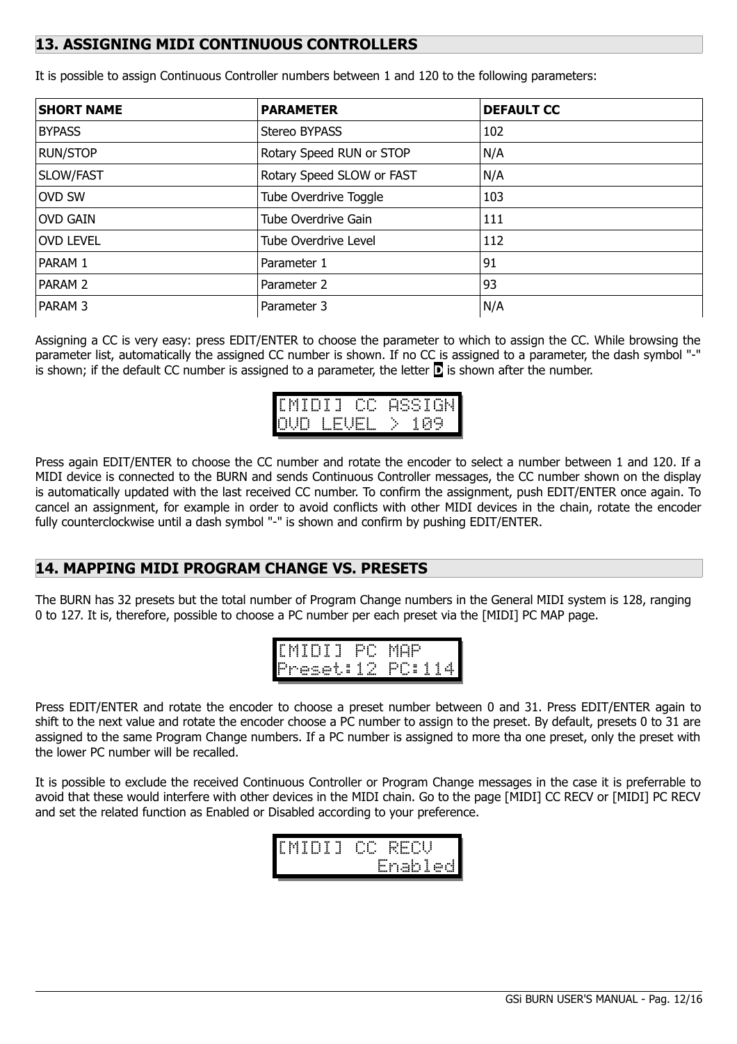## 13. ASSIGNING MIDI CONTINUOUS CONTROLLERS

It is possible to assign Continuous Controller numbers between 1 and 120 to the following parameters:

| SHORT NAME | PARAMETER | DEFAULT CC |
|---|---|---|
| BYPASS | Stereo BYPASS | 102 |
| RUN/STOP | Rotary Speed RUN or STOP | N/A |
| SLOW/FAST | Rotary Speed SLOW or FAST | N/A |
| OVD SW | Tube Overdrive Toggle | 103 |
| OVD GAIN | Tube Overdrive Gain | 111 |
| OVD LEVEL | Tube Overdrive Level | 112 |
| PARAM 1 | Parameter 1 | 91 |
| PARAM 2 | Parameter 2 | 93 |
| PARAM 3 | Parameter 3 | N/A |

Assigning a CC is very easy: press EDIT/ENTER to choose the parameter to which to assign the CC. While browsing the parameter list, automatically the assigned CC number is shown. If no CC is assigned to a parameter, the dash symbol "-" is shown; if the default CC number is assigned to a parameter, the letter D is shown after the number.

```
[MIDI] CC ASSIGN
OVD LEVEL > 109
```

Press again EDIT/ENTER to choose the CC number and rotate the encoder to select a number between 1 and 120. If a MIDI device is connected to the BURN and sends Continuous Controller messages, the CC number shown on the display is automatically updated with the last received CC number. To confirm the assignment, push EDIT/ENTER once again. To cancel an assignment, for example in order to avoid conflicts with other MIDI devices in the chain, rotate the encoder fully counterclockwise until a dash symbol "-" is shown and confirm by pushing EDIT/ENTER.

## 14. MAPPING MIDI PROGRAM CHANGE VS. PRESETS

The BURN has 32 presets but the total number of Program Change numbers in the General MIDI system is 128, ranging 0 to 127. It is, therefore, possible to choose a PC number per each preset via the [MIDI] PC MAP page.

```
[MIDI] PC MAP
Preset:12 PC:114
```

Press EDIT/ENTER and rotate the encoder to choose a preset number between 0 and 31. Press EDIT/ENTER again to shift to the next value and rotate the encoder choose a PC number to assign to the preset. By default, presets 0 to 31 are assigned to the same Program Change numbers. If a PC number is assigned to more tha one preset, only the preset with the lower PC number will be recalled.

It is possible to exclude the received Continuous Controller or Program Change messages in the case it is preferrable to avoid that these would interfere with other devices in the MIDI chain. Go to the page [MIDI] CC RECV or [MIDI] PC RECV and set the related function as Enabled or Disabled according to your preference.

```
[MIDI] CC RECV
         Enabled
```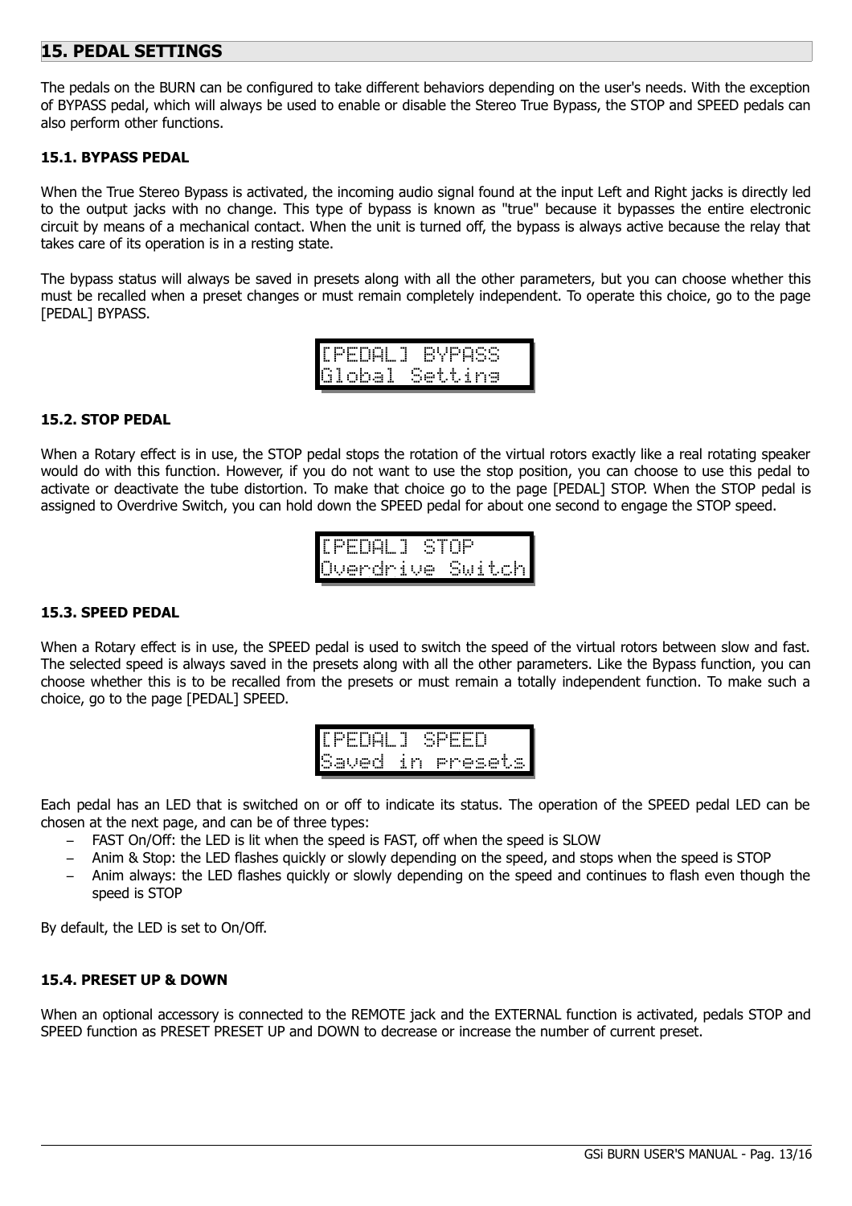## 15. PEDAL SETTINGS

The pedals on the BURN can be configured to take different behaviors depending on the user's needs. With the exception of BYPASS pedal, which will always be used to enable or disable the Stereo True Bypass, the STOP and SPEED pedals can also perform other functions.

### 15.1. BYPASS PEDAL

When the True Stereo Bypass is activated, the incoming audio signal found at the input Left and Right jacks is directly led to the output jacks with no change. This type of bypass is known as "true" because it bypasses the entire electronic circuit by means of a mechanical contact. When the unit is turned off, the bypass is always active because the relay that takes care of its operation is in a resting state.

The bypass status will always be saved in presets along with all the other parameters, but you can choose whether this must be recalled when a preset changes or must remain completely independent. To operate this choice, go to the page [PEDAL] BYPASS.

```
[PEDAL] BYPASS
Global Setting
```

### 15.2. STOP PEDAL

When a Rotary effect is in use, the STOP pedal stops the rotation of the virtual rotors exactly like a real rotating speaker would do with this function. However, if you do not want to use the stop position, you can choose to use this pedal to activate or deactivate the tube distortion. To make that choice go to the page [PEDAL] STOP. When the STOP pedal is assigned to Overdrive Switch, you can hold down the SPEED pedal for about one second to engage the STOP speed.

```
[PEDAL] STOP
Overdrive Switch
```

### 15.3. SPEED PEDAL

When a Rotary effect is in use, the SPEED pedal is used to switch the speed of the virtual rotors between slow and fast. The selected speed is always saved in the presets along with all the other parameters. Like the Bypass function, you can choose whether this is to be recalled from the presets or must remain a totally independent function. To make such a choice, go to the page [PEDAL] SPEED.

```
[PEDAL] SPEED
Saved in presets
```

Each pedal has an LED that is switched on or off to indicate its status. The operation of the SPEED pedal LED can be chosen at the next page, and can be of three types:

- FAST On/Off: the LED is lit when the speed is FAST, off when the speed is SLOW
- Anim & Stop: the LED flashes quickly or slowly depending on the speed, and stops when the speed is STOP
- Anim always: the LED flashes quickly or slowly depending on the speed and continues to flash even though the speed is STOP

By default, the LED is set to On/Off.

### 15.4. PRESET UP & DOWN

When an optional accessory is connected to the REMOTE jack and the EXTERNAL function is activated, pedals STOP and SPEED function as PRESET PRESET UP and DOWN to decrease or increase the number of current preset.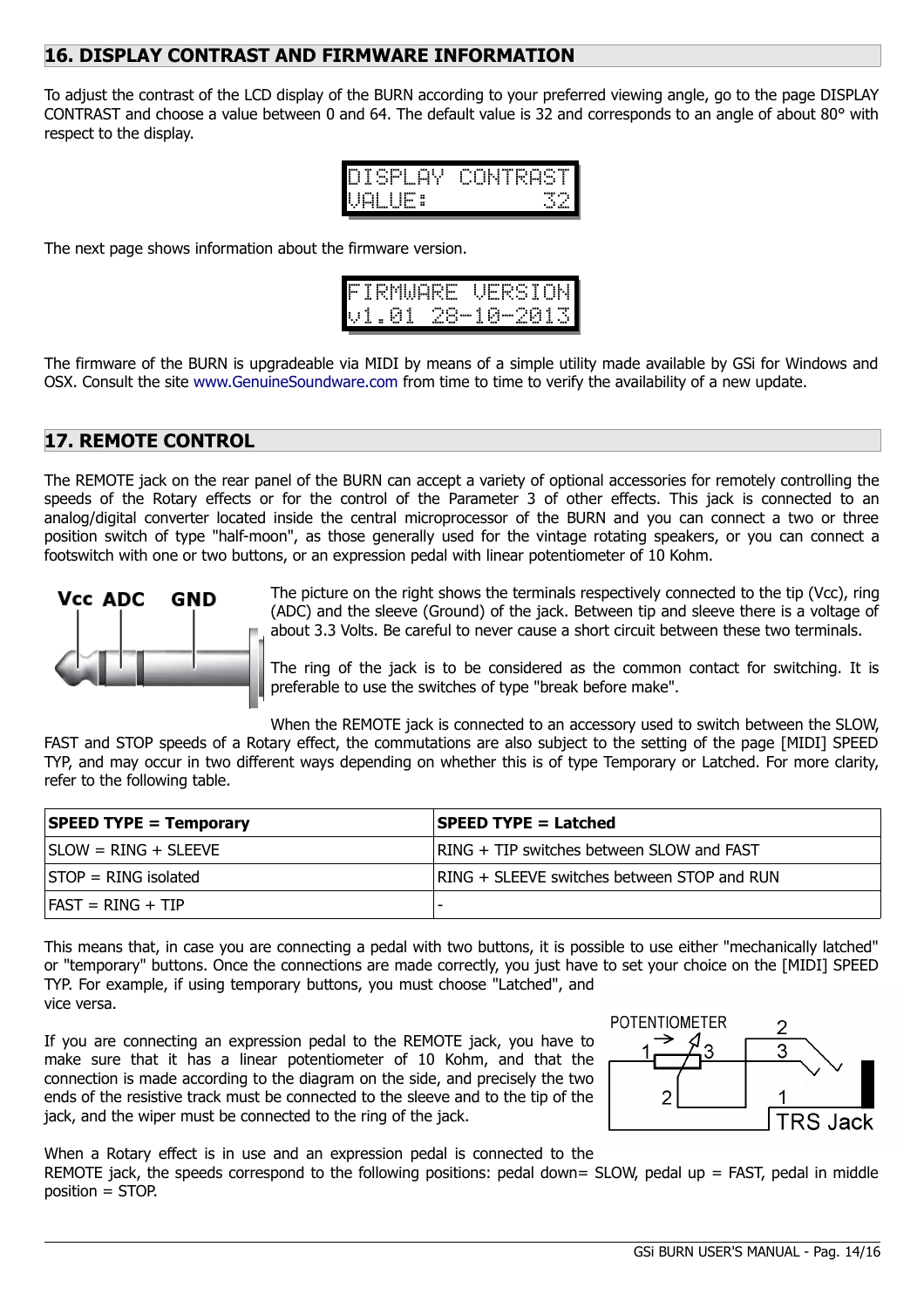## 16. DISPLAY CONTRAST AND FIRMWARE INFORMATION

To adjust the contrast of the LCD display of the BURN according to your preferred viewing angle, go to the page DISPLAY CONTRAST and choose a value between 0 and 64. The default value is 32 and corresponds to an angle of about 80° with respect to the display.

```
DISPLAY CONTRAST
VALUE:        32
```

The next page shows information about the firmware version.

```
FIRMWARE VERSION
v1.01 28-10-2013
```

The firmware of the BURN is upgradeable via MIDI by means of a simple utility made available by GSi for Windows and OSX. Consult the site www.GenuineSoundware.com from time to time to verify the availability of a new update.

## 17. REMOTE CONTROL

The REMOTE jack on the rear panel of the BURN can accept a variety of optional accessories for remotely controlling the speeds of the Rotary effects or for the control of the Parameter 3 of other effects. This jack is connected to an analog/digital converter located inside the central microprocessor of the BURN and you can connect a two or three position switch of type "half-moon", as those generally used for the vintage rotating speakers, or you can connect a footswitch with one or two buttons, or an expression pedal with linear potentiometer of 10 Kohm.

The picture on the right shows the terminals respectively connected to the tip (Vcc), ring (ADC) and the sleeve (Ground) of the jack. Between tip and sleeve there is a voltage of about 3.3 Volts. Be careful to never cause a short circuit between these two terminals.

The ring of the jack is to be considered as the common contact for switching. It is preferable to use the switches of type "break before make".

When the REMOTE jack is connected to an accessory used to switch between the SLOW, FAST and STOP speeds of a Rotary effect, the commutations are also subject to the setting of the page [MIDI] SPEED TYP, and may occur in two different ways depending on whether this is of type Temporary or Latched. For more clarity, refer to the following table.

| SPEED TYPE = Temporary | SPEED TYPE = Latched |
| --- | --- |
| SLOW = RING + SLEEVE | RING + TIP switches between SLOW and FAST |
| STOP = RING isolated | RING + SLEEVE switches between STOP and RUN |
| FAST = RING + TIP | - |

This means that, in case you are connecting a pedal with two buttons, it is possible to use either "mechanically latched" or "temporary" buttons. Once the connections are made correctly, you just have to set your choice on the [MIDI] SPEED TYP. For example, if using temporary buttons, you must choose "Latched", and vice versa.

If you are connecting an expression pedal to the REMOTE jack, you have to make sure that it has a linear potentiometer of 10 Kohm, and that the connection is made according to the diagram on the side, and precisely the two ends of the resistive track must be connected to the sleeve and to the tip of the jack, and the wiper must be connected to the ring of the jack.

When a Rotary effect is in use and an expression pedal is connected to the REMOTE jack, the speeds correspond to the following positions: pedal down= SLOW, pedal up = FAST, pedal in middle position = STOP.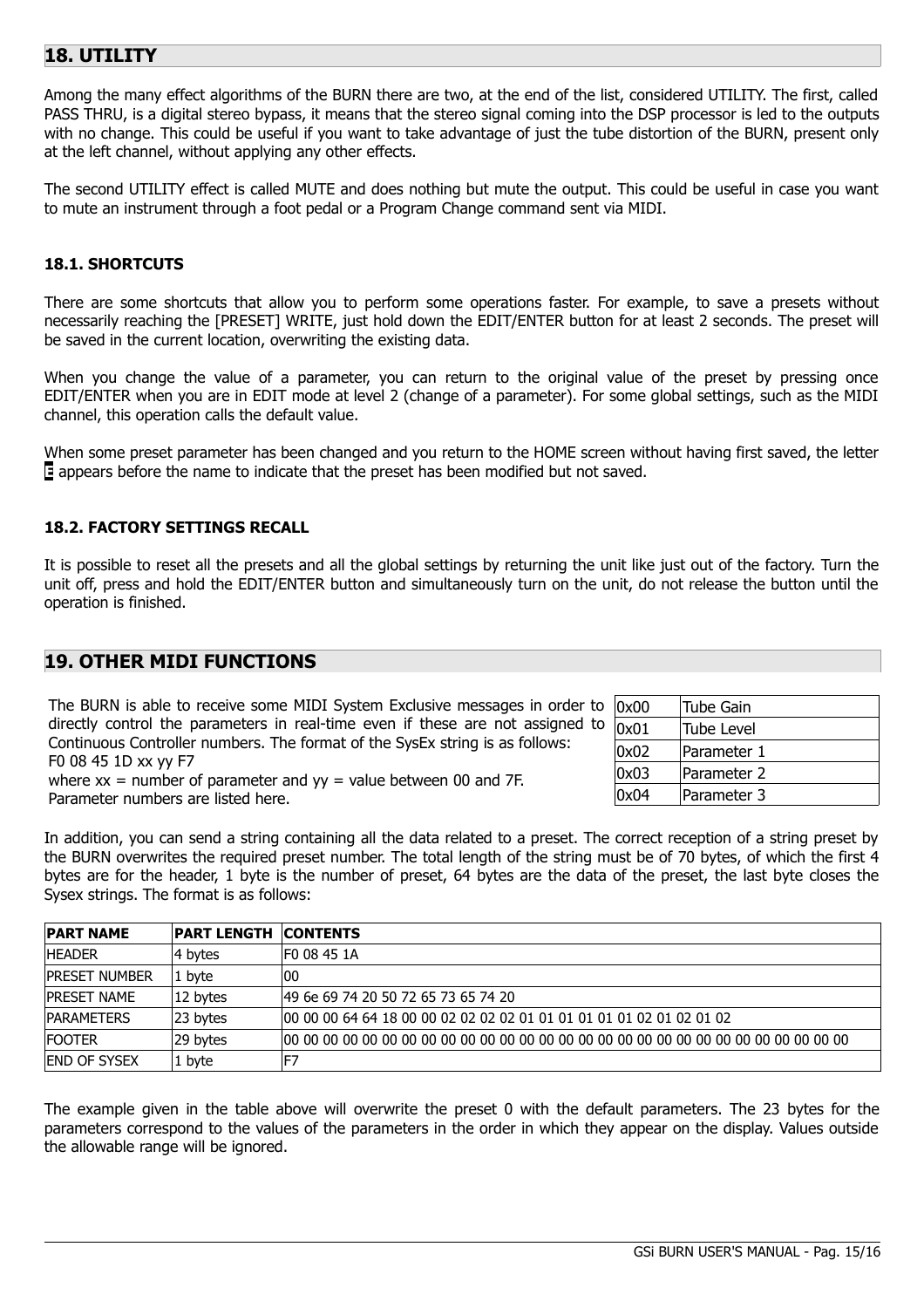## 18. UTILITY

Among the many effect algorithms of the BURN there are two, at the end of the list, considered UTILITY. The first, called PASS THRU, is a digital stereo bypass, it means that the stereo signal coming into the DSP processor is led to the outputs with no change. This could be useful if you want to take advantage of just the tube distortion of the BURN, present only at the left channel, without applying any other effects.

The second UTILITY effect is called MUTE and does nothing but mute the output. This could be useful in case you want to mute an instrument through a foot pedal or a Program Change command sent via MIDI.

### 18.1. SHORTCUTS

There are some shortcuts that allow you to perform some operations faster. For example, to save a presets without necessarily reaching the [PRESET] WRITE, just hold down the EDIT/ENTER button for at least 2 seconds. The preset will be saved in the current location, overwriting the existing data.

When you change the value of a parameter, you can return to the original value of the preset by pressing once EDIT/ENTER when you are in EDIT mode at level 2 (change of a parameter). For some global settings, such as the MIDI channel, this operation calls the default value.

When some preset parameter has been changed and you return to the HOME screen without having first saved, the letter E appears before the name to indicate that the preset has been modified but not saved.

### 18.2. FACTORY SETTINGS RECALL

It is possible to reset all the presets and all the global settings by returning the unit like just out of the factory. Turn the unit off, press and hold the EDIT/ENTER button and simultaneously turn on the unit, do not release the button until the operation is finished.

## 19. OTHER MIDI FUNCTIONS

The BURN is able to receive some MIDI System Exclusive messages in order to directly control the parameters in real-time even if these are not assigned to Continuous Controller numbers. The format of the SysEx string is as follows:
F0 08 45 1D xx yy F7
where xx = number of parameter and yy = value between 00 and 7F.
Parameter numbers are listed here.

| | |
|---|---|
| 0x00 | Tube Gain |
| 0x01 | Tube Level |
| 0x02 | Parameter 1 |
| 0x03 | Parameter 2 |
| 0x04 | Parameter 3 |

In addition, you can send a string containing all the data related to a preset. The correct reception of a string preset by the BURN overwrites the required preset number. The total length of the string must be of 70 bytes, of which the first 4 bytes are for the header, 1 byte is the number of preset, 64 bytes are the data of the preset, the last byte closes the Sysex strings. The format is as follows:

| PART NAME | PART LENGTH | CONTENTS |
|---|---|---|
| HEADER | 4 bytes | F0 08 45 1A |
| PRESET NUMBER | 1 byte | 00 |
| PRESET NAME | 12 bytes | 49 6e 69 74 20 50 72 65 73 65 74 20 |
| PARAMETERS | 23 bytes | 00 00 00 64 64 18 00 00 02 02 02 02 01 01 01 01 01 01 02 01 02 01 02 |
| FOOTER | 29 bytes | 00 00 00 00 00 00 00 00 00 00 00 00 00 00 00 00 00 00 00 00 00 00 00 00 00 00 00 00 00 |
| END OF SYSEX | 1 byte | F7 |

The example given in the table above will overwrite the preset 0 with the default parameters. The 23 bytes for the parameters correspond to the values of the parameters in the order in which they appear on the display. Values outside the allowable range will be ignored.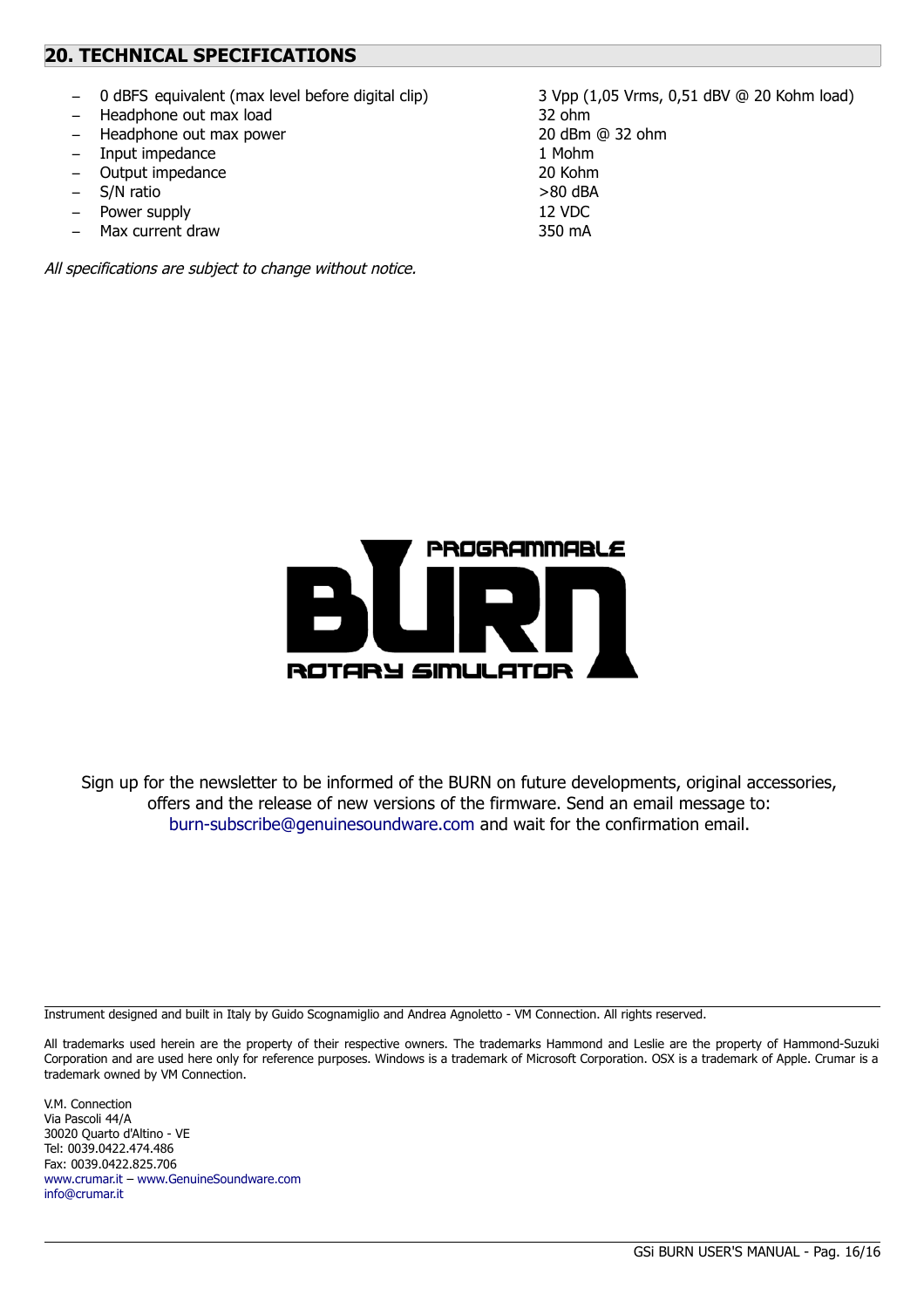## 20. TECHNICAL SPECIFICATIONS

| | |
|---|---|
| 0 dBFS equivalent (max level before digital clip) | 3 Vpp (1,05 Vrms, 0,51 dBV @ 20 Kohm load) |
| Headphone out max load | 32 ohm |
| Headphone out max power | 20 dBm @ 32 ohm |
| Input impedance | 1 Mohm |
| Output impedance | 20 Kohm |
| S/N ratio | >80 dBA |
| Power supply | 12 VDC |
| Max current draw | 350 mA |

*All specifications are subject to change without notice.*

PROGRAMMABLE BURN ROTARY SIMULATOR

Sign up for the newsletter to be informed of the BURN on future developments, original accessories, offers and the release of new versions of the firmware. Send an email message to: burn-subscribe@genuinesoundware.com and wait for the confirmation email.

---

Instrument designed and built in Italy by Guido Scognamiglio and Andrea Agnoletto - VM Connection. All rights reserved.

All trademarks used herein are the property of their respective owners. The trademarks Hammond and Leslie are the property of Hammond-Suzuki Corporation and are used here only for reference purposes. Windows is a trademark of Microsoft Corporation. OSX is a trademark of Apple. Crumar is a trademark owned by VM Connection.

V.M. Connection
Via Pascoli 44/A
30020 Quarto d'Altino - VE
Tel: 0039.0422.474.486
Fax: 0039.0422.825.706
www.crumar.it – www.GenuineSoundware.com
info@crumar.it